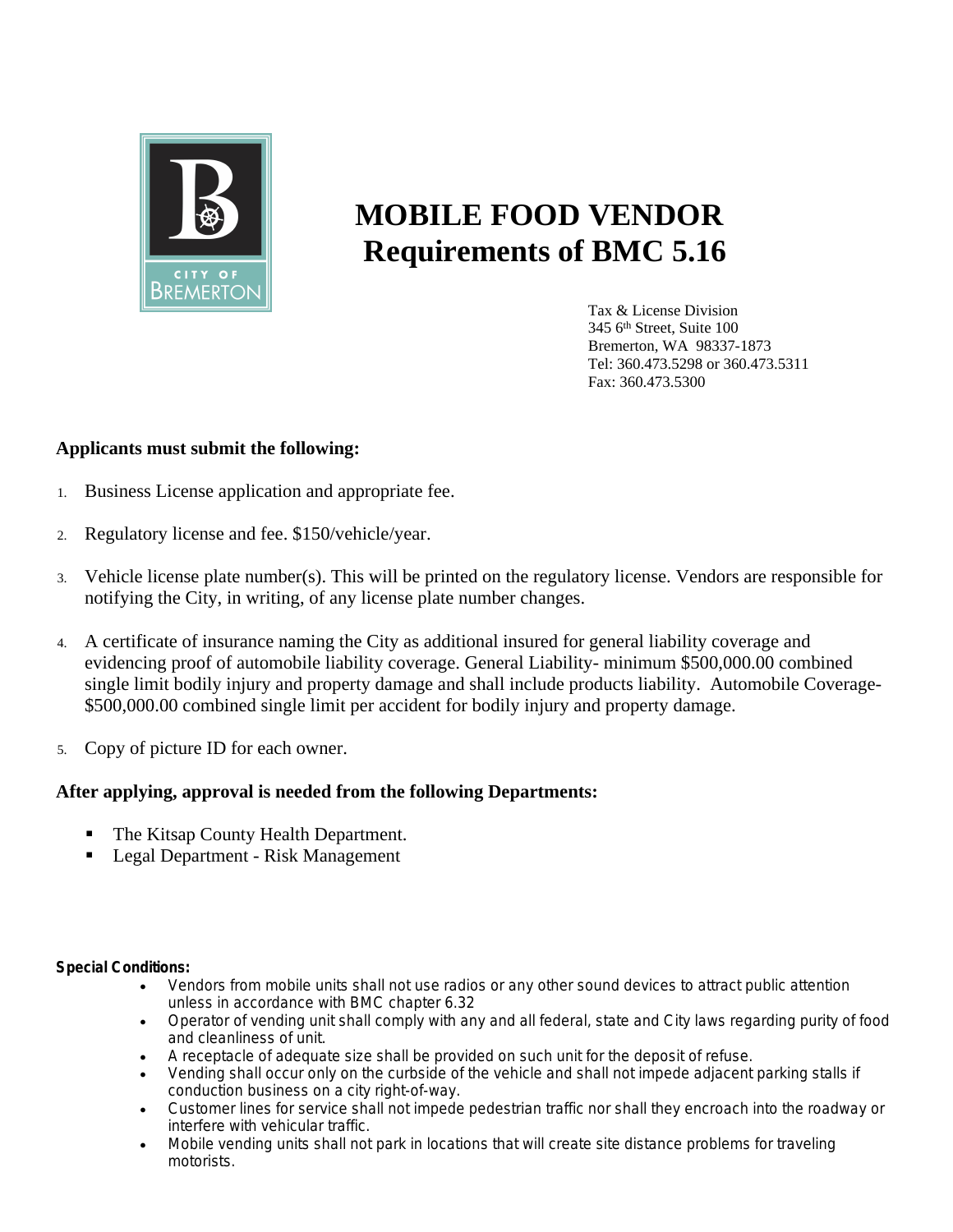# MOBILE FOOD VENDOR
# Requirements of BMC 5.16

Tax & License Division
345 6th Street, Suite 100
Bremerton, WA 98337-1873
Tel: 360.473.5298 or 360.473.5311
Fax: 360.473.5300

**Applicants must submit the following:**

1. Business License application and appropriate fee.
2. Regulatory license and fee. $150/vehicle/year.
3. Vehicle license plate number(s). This will be printed on the regulatory license. Vendors are responsible for notifying the City, in writing, of any license plate number changes.
4. A certificate of insurance naming the City as additional insured for general liability coverage and evidencing proof of automobile liability coverage. General Liability- minimum $500,000.00 combined single limit bodily injury and property damage and shall include products liability. Automobile Coverage- $500,000.00 combined single limit per accident for bodily injury and property damage.
5. Copy of picture ID for each owner.

**After applying, approval is needed from the following Departments:**

- The Kitsap County Health Department.
- Legal Department - Risk Management

**Special Conditions:**

- Vendors from mobile units shall not use radios or any other sound devices to attract public attention unless in accordance with BMC chapter 6.32
- Operator of vending unit shall comply with any and all federal, state and City laws regarding purity of food and cleanliness of unit.
- A receptacle of adequate size shall be provided on such unit for the deposit of refuse.
- Vending shall occur only on the curbside of the vehicle and shall not impede adjacent parking stalls if conduction business on a city right-of-way.
- Customer lines for service shall not impede pedestrian traffic nor shall they encroach into the roadway or interfere with vehicular traffic.
- Mobile vending units shall not park in locations that will create site distance problems for traveling motorists.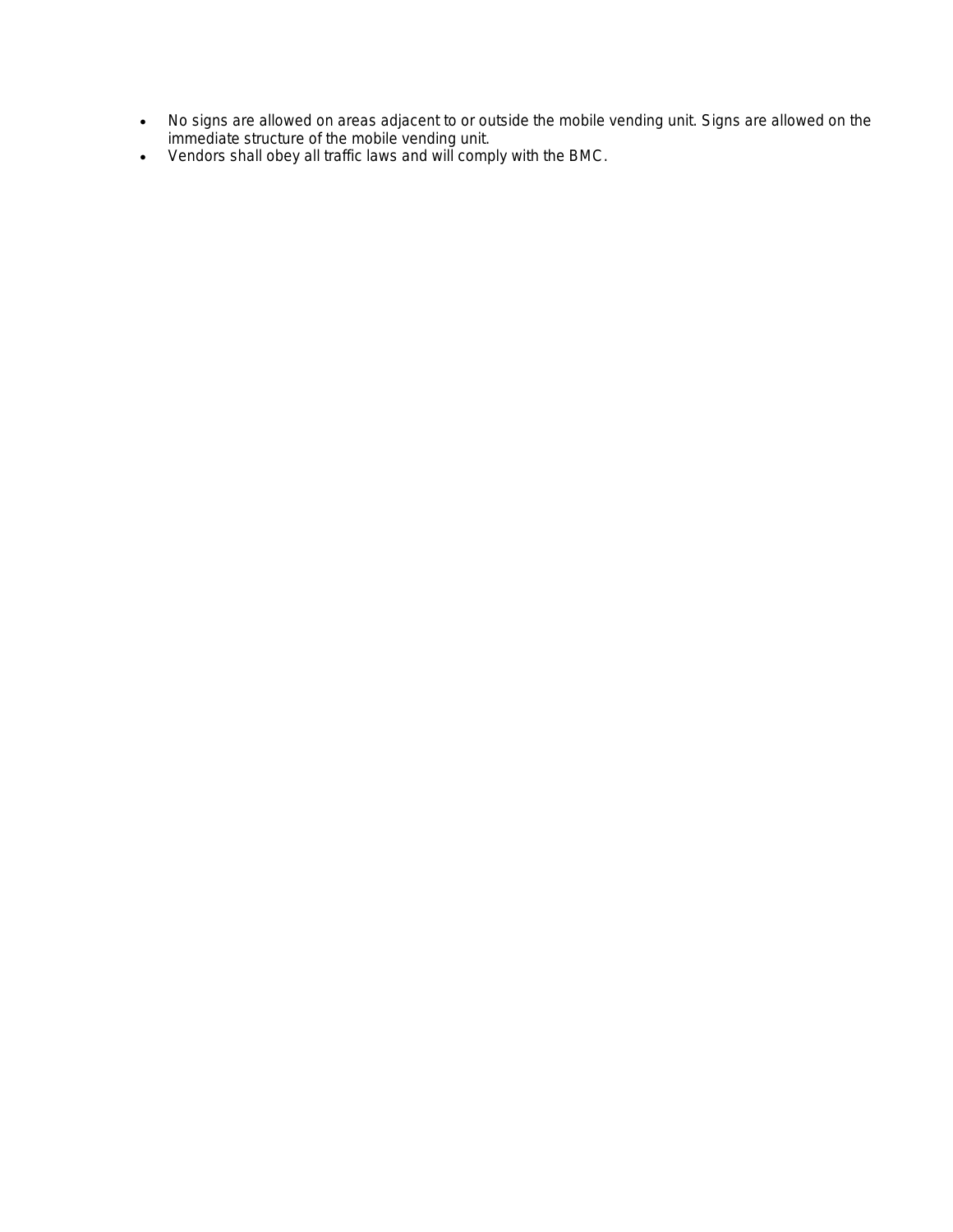- No signs are allowed on areas adjacent to or outside the mobile vending unit. Signs are allowed on the immediate structure of the mobile vending unit.
- Vendors shall obey all traffic laws and will comply with the BMC.